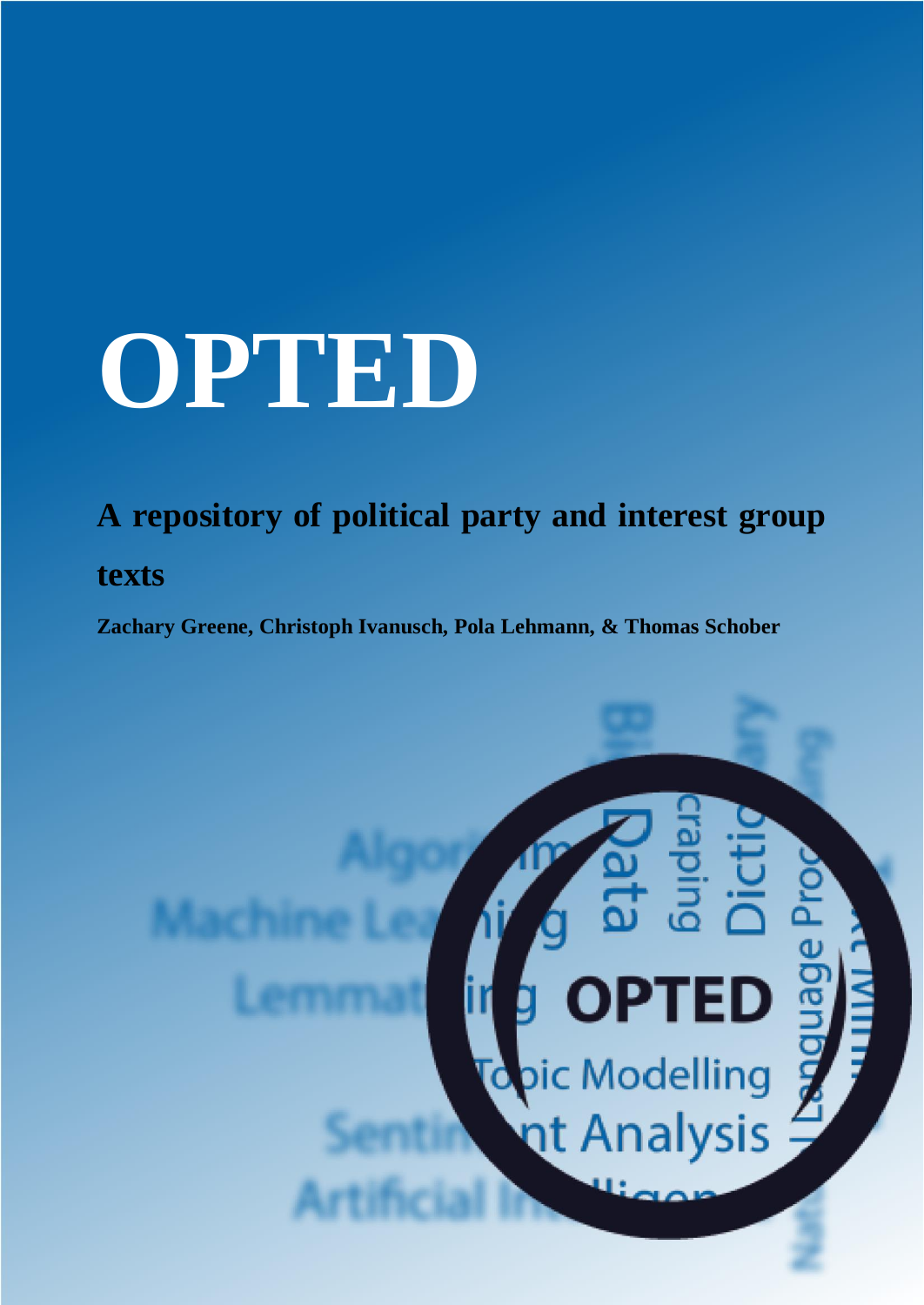# OPTED

## A repository of political party and interest group texts

**Zachary Greene, Christoph Ivanusch, Pola Lehmann, & Thomas Schober**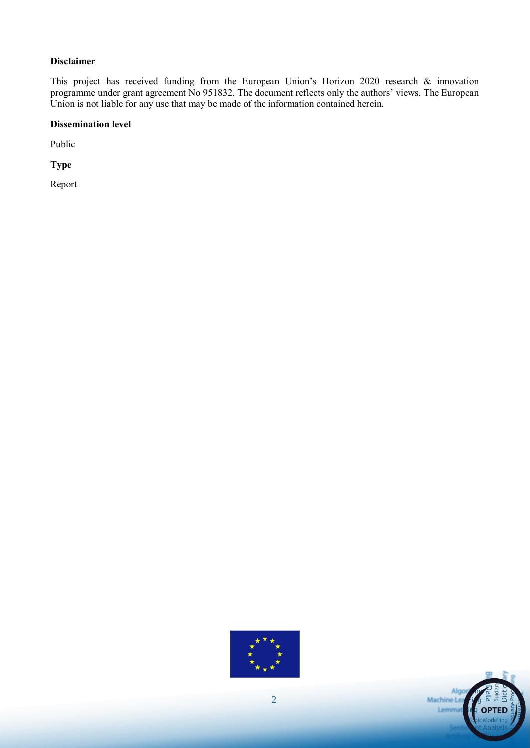**Disclaimer**

This project has received funding from the European Union's Horizon 2020 research & innovation programme under grant agreement No 951832. The document reflects only the authors' views. The European Union is not liable for any use that may be made of the information contained herein.

**Dissemination level**

Public

**Type**

Report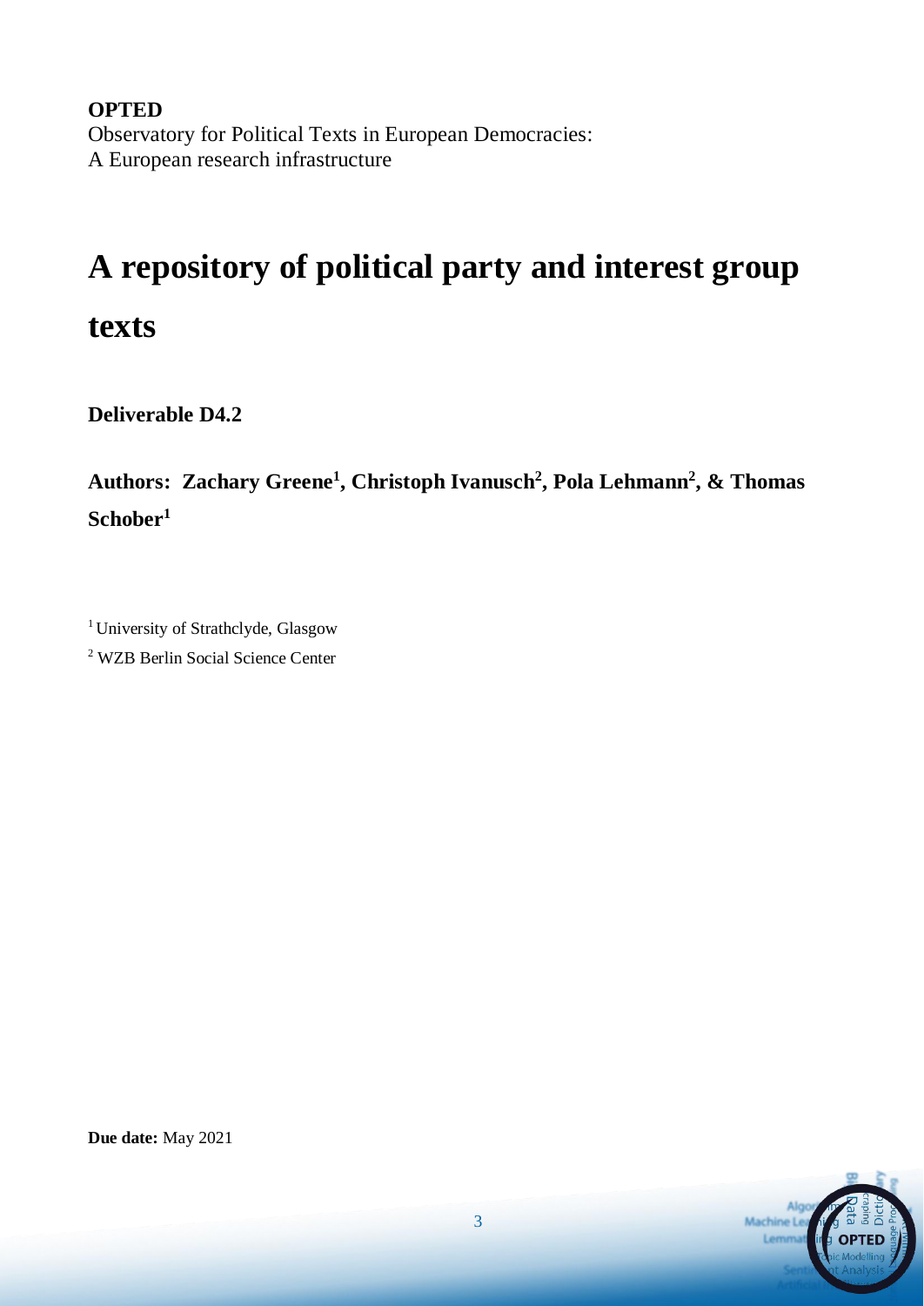**OPTED**
Observatory for Political Texts in European Democracies:
A European research infrastructure

# A repository of political party and interest group texts

**Deliverable D4.2**

**Authors: Zachary Greene[1], Christoph Ivanusch[2], Pola Lehmann[2], & Thomas Schober[1]**

[1] University of Strathclyde, Glasgow

[2] WZB Berlin Social Science Center

**Due date:** May 2021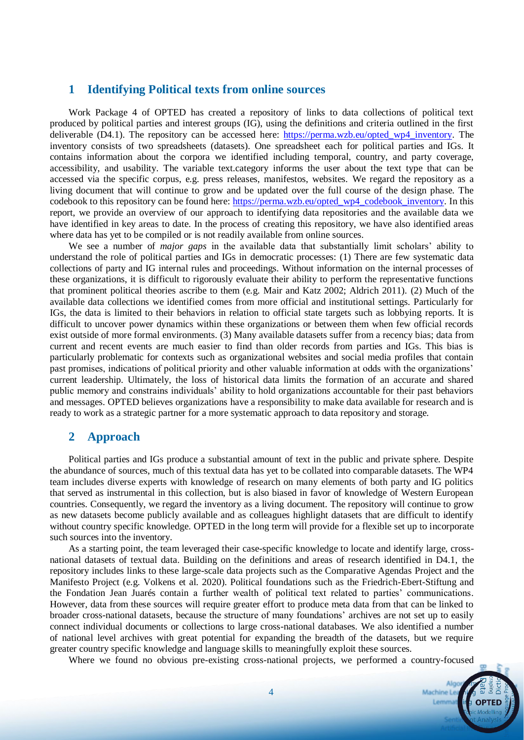## 1 Identifying Political texts from online sources

Work Package 4 of OPTED has created a repository of links to data collections of political text produced by political parties and interest groups (IG), using the definitions and criteria outlined in the first deliverable (D4.1). The repository can be accessed here: https://perma.wzb.eu/opted_wp4_inventory. The inventory consists of two spreadsheets (datasets). One spreadsheet each for political parties and IGs. It contains information about the corpora we identified including temporal, country, and party coverage, accessibility, and usability. The variable text.category informs the user about the text type that can be accessed via the specific corpus, e.g. press releases, manifestos, websites. We regard the repository as a living document that will continue to grow and be updated over the full course of the design phase. The codebook to this repository can be found here: https://perma.wzb.eu/opted_wp4_codebook_inventory. In this report, we provide an overview of our approach to identifying data repositories and the available data we have identified in key areas to date. In the process of creating this repository, we have also identified areas where data has yet to be compiled or is not readily available from online sources.

We see a number of *major gaps* in the available data that substantially limit scholars' ability to understand the role of political parties and IGs in democratic processes: (1) There are few systematic data collections of party and IG internal rules and proceedings. Without information on the internal processes of these organizations, it is difficult to rigorously evaluate their ability to perform the representative functions that prominent political theories ascribe to them (e.g. Mair and Katz 2002; Aldrich 2011). (2) Much of the available data collections we identified comes from more official and institutional settings. Particularly for IGs, the data is limited to their behaviors in relation to official state targets such as lobbying reports. It is difficult to uncover power dynamics within these organizations or between them when few official records exist outside of more formal environments. (3) Many available datasets suffer from a recency bias; data from current and recent events are much easier to find than older records from parties and IGs. This bias is particularly problematic for contexts such as organizational websites and social media profiles that contain past promises, indications of political priority and other valuable information at odds with the organizations' current leadership. Ultimately, the loss of historical data limits the formation of an accurate and shared public memory and constrains individuals' ability to hold organizations accountable for their past behaviors and messages. OPTED believes organizations have a responsibility to make data available for research and is ready to work as a strategic partner for a more systematic approach to data repository and storage.

## 2 Approach

Political parties and IGs produce a substantial amount of text in the public and private sphere. Despite the abundance of sources, much of this textual data has yet to be collated into comparable datasets. The WP4 team includes diverse experts with knowledge of research on many elements of both party and IG politics that served as instrumental in this collection, but is also biased in favor of knowledge of Western European countries. Consequently, we regard the inventory as a living document. The repository will continue to grow as new datasets become publicly available and as colleagues highlight datasets that are difficult to identify without country specific knowledge. OPTED in the long term will provide for a flexible set up to incorporate such sources into the inventory.

As a starting point, the team leveraged their case-specific knowledge to locate and identify large, cross-national datasets of textual data. Building on the definitions and areas of research identified in D4.1, the repository includes links to these large-scale data projects such as the Comparative Agendas Project and the Manifesto Project (e.g. Volkens et al. 2020). Political foundations such as the Friedrich-Ebert-Stiftung and the Fondation Jean Juarés contain a further wealth of political text related to parties' communications. However, data from these sources will require greater effort to produce meta data from that can be linked to broader cross-national datasets, because the structure of many foundations' archives are not set up to easily connect individual documents or collections to large cross-national databases. We also identified a number of national level archives with great potential for expanding the breadth of the datasets, but we require greater country specific knowledge and language skills to meaningfully exploit these sources.

Where we found no obvious pre-existing cross-national projects, we performed a country-focused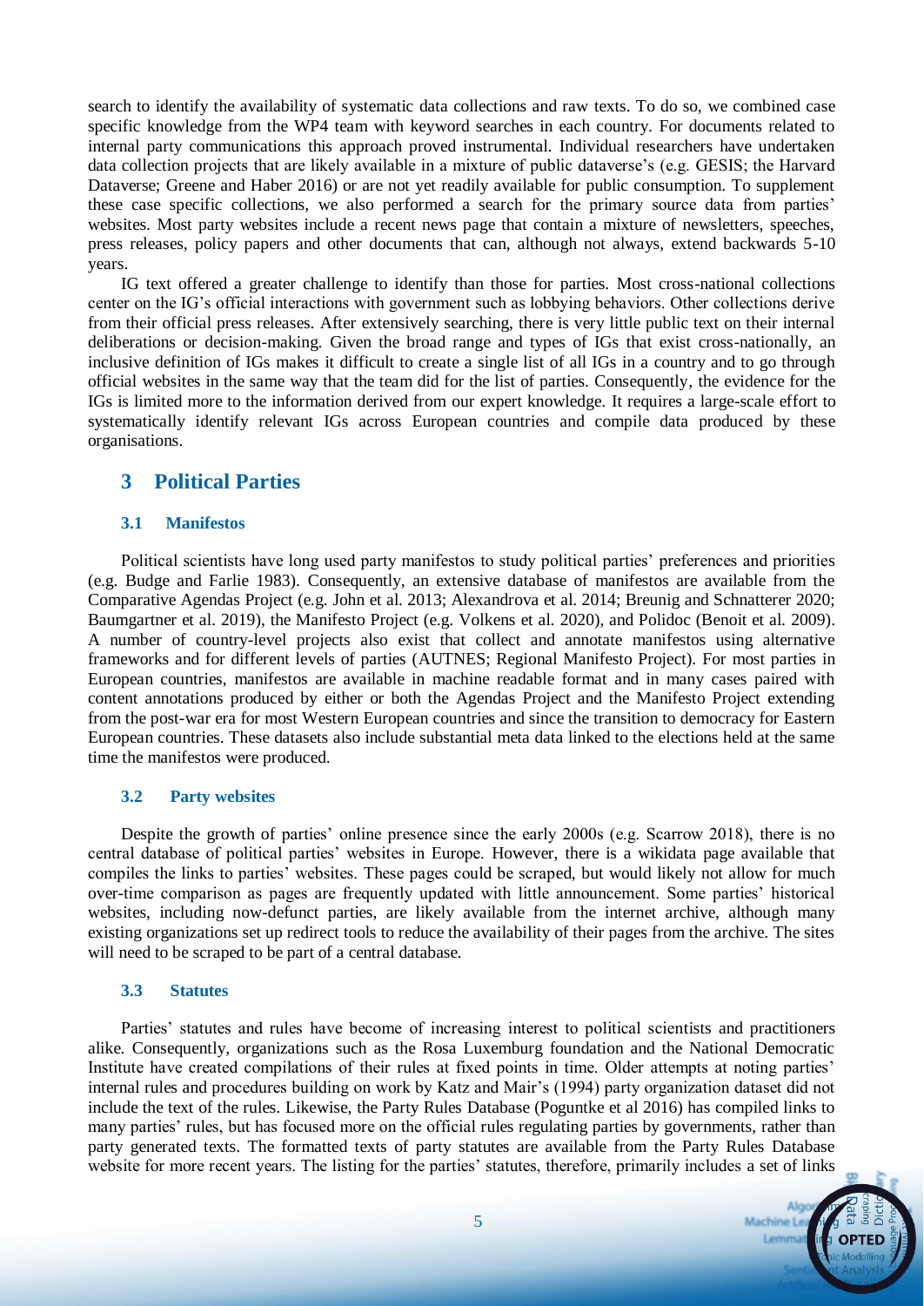search to identify the availability of systematic data collections and raw texts. To do so, we combined case specific knowledge from the WP4 team with keyword searches in each country. For documents related to internal party communications this approach proved instrumental. Individual researchers have undertaken data collection projects that are likely available in a mixture of public dataverse's (e.g. GESIS; the Harvard Dataverse; Greene and Haber 2016) or are not yet readily available for public consumption. To supplement these case specific collections, we also performed a search for the primary source data from parties' websites. Most party websites include a recent news page that contain a mixture of newsletters, speeches, press releases, policy papers and other documents that can, although not always, extend backwards 5-10 years.

IG text offered a greater challenge to identify than those for parties. Most cross-national collections center on the IG's official interactions with government such as lobbying behaviors. Other collections derive from their official press releases. After extensively searching, there is very little public text on their internal deliberations or decision-making. Given the broad range and types of IGs that exist cross-nationally, an inclusive definition of IGs makes it difficult to create a single list of all IGs in a country and to go through official websites in the same way that the team did for the list of parties. Consequently, the evidence for the IGs is limited more to the information derived from our expert knowledge. It requires a large-scale effort to systematically identify relevant IGs across European countries and compile data produced by these organisations.

# 3 Political Parties

## 3.1 Manifestos

Political scientists have long used party manifestos to study political parties' preferences and priorities (e.g. Budge and Farlie 1983). Consequently, an extensive database of manifestos are available from the Comparative Agendas Project (e.g. John et al. 2013; Alexandrova et al. 2014; Breunig and Schnatterer 2020; Baumgartner et al. 2019), the Manifesto Project (e.g. Volkens et al. 2020), and Polidoc (Benoit et al. 2009). A number of country-level projects also exist that collect and annotate manifestos using alternative frameworks and for different levels of parties (AUTNES; Regional Manifesto Project). For most parties in European countries, manifestos are available in machine readable format and in many cases paired with content annotations produced by either or both the Agendas Project and the Manifesto Project extending from the post-war era for most Western European countries and since the transition to democracy for Eastern European countries. These datasets also include substantial meta data linked to the elections held at the same time the manifestos were produced.

## 3.2 Party websites

Despite the growth of parties' online presence since the early 2000s (e.g. Scarrow 2018), there is no central database of political parties' websites in Europe. However, there is a wikidata page available that compiles the links to parties' websites. These pages could be scraped, but would likely not allow for much over-time comparison as pages are frequently updated with little announcement. Some parties' historical websites, including now-defunct parties, are likely available from the internet archive, although many existing organizations set up redirect tools to reduce the availability of their pages from the archive. The sites will need to be scraped to be part of a central database.

## 3.3 Statutes

Parties' statutes and rules have become of increasing interest to political scientists and practitioners alike. Consequently, organizations such as the Rosa Luxemburg foundation and the National Democratic Institute have created compilations of their rules at fixed points in time. Older attempts at noting parties' internal rules and procedures building on work by Katz and Mair's (1994) party organization dataset did not include the text of the rules. Likewise, the Party Rules Database (Poguntke et al 2016) has compiled links to many parties' rules, but has focused more on the official rules regulating parties by governments, rather than party generated texts. The formatted texts of party statutes are available from the Party Rules Database website for more recent years. The listing for the parties' statutes, therefore, primarily includes a set of links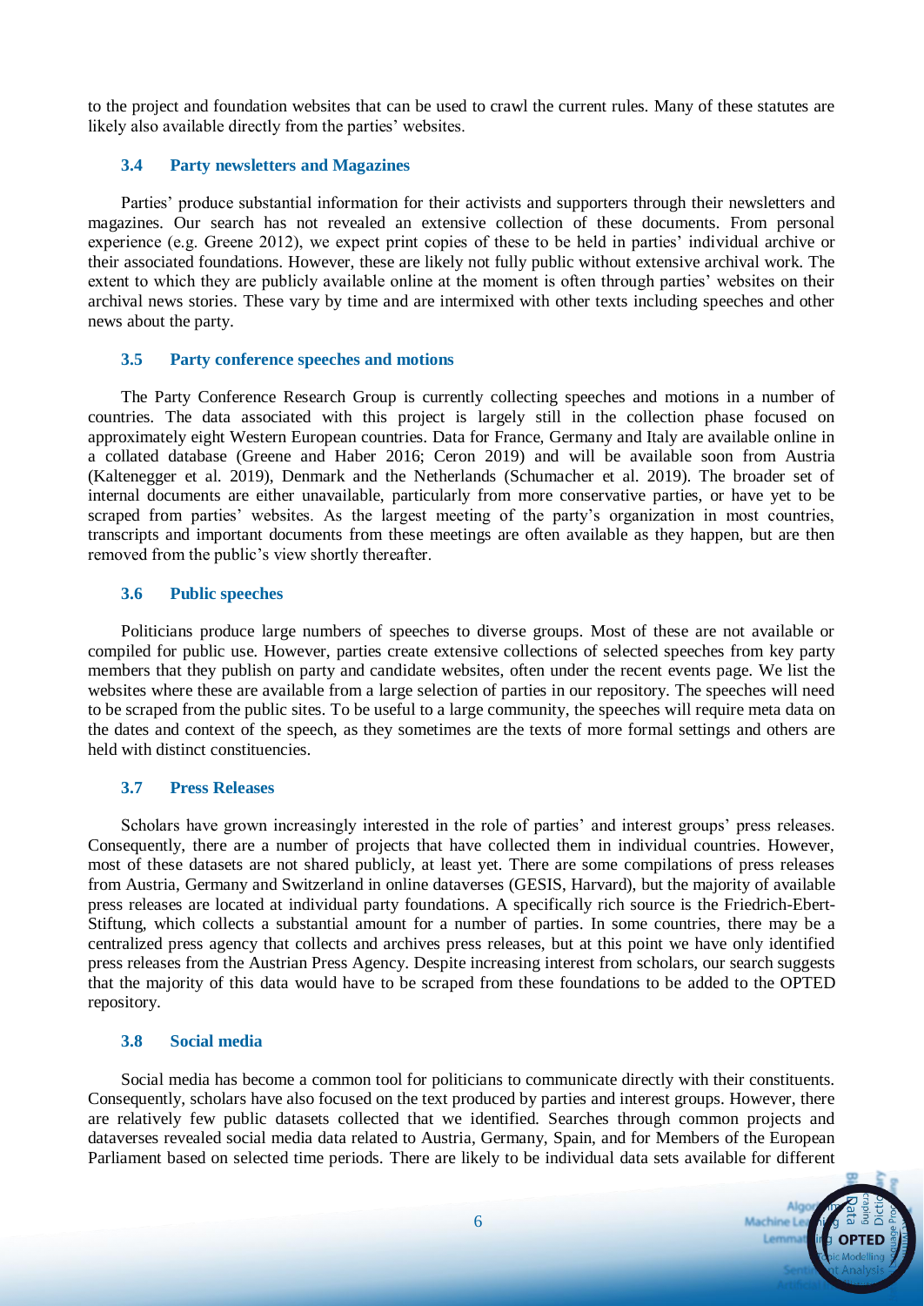to the project and foundation websites that can be used to crawl the current rules. Many of these statutes are likely also available directly from the parties' websites.

### 3.4 Party newsletters and Magazines

Parties' produce substantial information for their activists and supporters through their newsletters and magazines. Our search has not revealed an extensive collection of these documents. From personal experience (e.g. Greene 2012), we expect print copies of these to be held in parties' individual archive or their associated foundations. However, these are likely not fully public without extensive archival work. The extent to which they are publicly available online at the moment is often through parties' websites on their archival news stories. These vary by time and are intermixed with other texts including speeches and other news about the party.

### 3.5 Party conference speeches and motions

The Party Conference Research Group is currently collecting speeches and motions in a number of countries. The data associated with this project is largely still in the collection phase focused on approximately eight Western European countries. Data for France, Germany and Italy are available online in a collated database (Greene and Haber 2016; Ceron 2019) and will be available soon from Austria (Kaltenegger et al. 2019), Denmark and the Netherlands (Schumacher et al. 2019). The broader set of internal documents are either unavailable, particularly from more conservative parties, or have yet to be scraped from parties' websites. As the largest meeting of the party's organization in most countries, transcripts and important documents from these meetings are often available as they happen, but are then removed from the public's view shortly thereafter.

### 3.6 Public speeches

Politicians produce large numbers of speeches to diverse groups. Most of these are not available or compiled for public use. However, parties create extensive collections of selected speeches from key party members that they publish on party and candidate websites, often under the recent events page. We list the websites where these are available from a large selection of parties in our repository. The speeches will need to be scraped from the public sites. To be useful to a large community, the speeches will require meta data on the dates and context of the speech, as they sometimes are the texts of more formal settings and others are held with distinct constituencies.

### 3.7 Press Releases

Scholars have grown increasingly interested in the role of parties' and interest groups' press releases. Consequently, there are a number of projects that have collected them in individual countries. However, most of these datasets are not shared publicly, at least yet. There are some compilations of press releases from Austria, Germany and Switzerland in online dataverses (GESIS, Harvard), but the majority of available press releases are located at individual party foundations. A specifically rich source is the Friedrich-Ebert-Stiftung, which collects a substantial amount for a number of parties. In some countries, there may be a centralized press agency that collects and archives press releases, but at this point we have only identified press releases from the Austrian Press Agency. Despite increasing interest from scholars, our search suggests that the majority of this data would have to be scraped from these foundations to be added to the OPTED repository.

### 3.8 Social media

Social media has become a common tool for politicians to communicate directly with their constituents. Consequently, scholars have also focused on the text produced by parties and interest groups. However, there are relatively few public datasets collected that we identified. Searches through common projects and dataverses revealed social media data related to Austria, Germany, Spain, and for Members of the European Parliament based on selected time periods. There are likely to be individual data sets available for different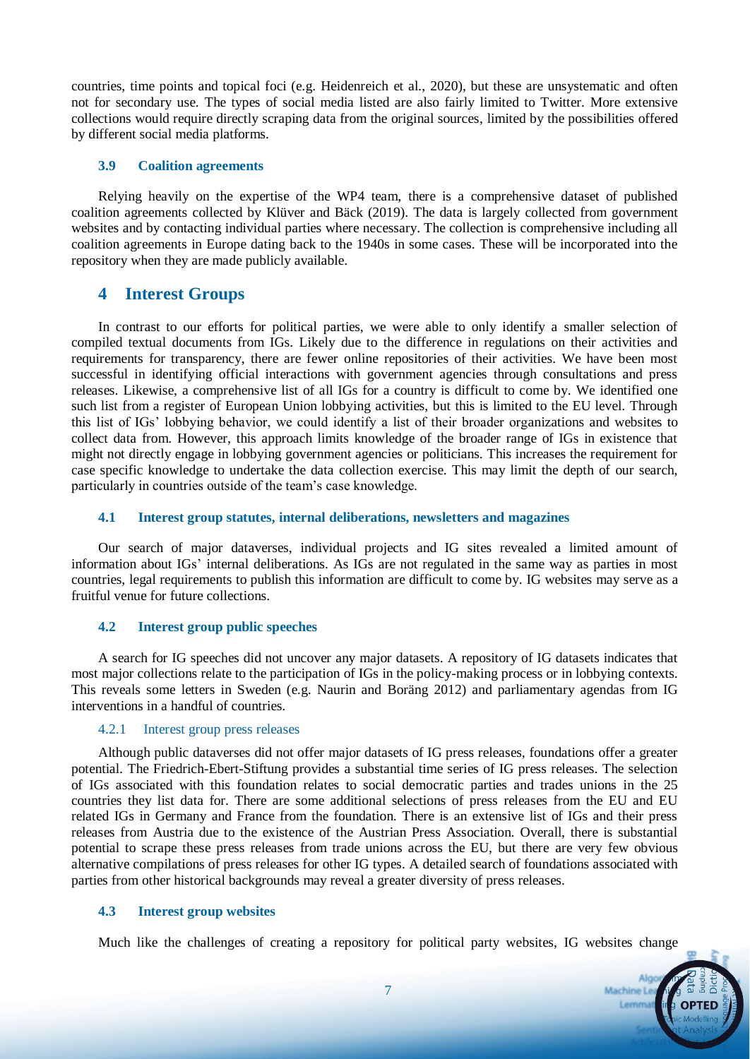countries, time points and topical foci (e.g. Heidenreich et al., 2020), but these are unsystematic and often not for secondary use. The types of social media listed are also fairly limited to Twitter. More extensive collections would require directly scraping data from the original sources, limited by the possibilities offered by different social media platforms.

### 3.9 Coalition agreements

Relying heavily on the expertise of the WP4 team, there is a comprehensive dataset of published coalition agreements collected by Klüver and Bäck (2019). The data is largely collected from government websites and by contacting individual parties where necessary. The collection is comprehensive including all coalition agreements in Europe dating back to the 1940s in some cases. These will be incorporated into the repository when they are made publicly available.

## 4 Interest Groups

In contrast to our efforts for political parties, we were able to only identify a smaller selection of compiled textual documents from IGs. Likely due to the difference in regulations on their activities and requirements for transparency, there are fewer online repositories of their activities. We have been most successful in identifying official interactions with government agencies through consultations and press releases. Likewise, a comprehensive list of all IGs for a country is difficult to come by. We identified one such list from a register of European Union lobbying activities, but this is limited to the EU level. Through this list of IGs' lobbying behavior, we could identify a list of their broader organizations and websites to collect data from. However, this approach limits knowledge of the broader range of IGs in existence that might not directly engage in lobbying government agencies or politicians. This increases the requirement for case specific knowledge to undertake the data collection exercise. This may limit the depth of our search, particularly in countries outside of the team's case knowledge.

### 4.1 Interest group statutes, internal deliberations, newsletters and magazines

Our search of major dataverses, individual projects and IG sites revealed a limited amount of information about IGs' internal deliberations. As IGs are not regulated in the same way as parties in most countries, legal requirements to publish this information are difficult to come by. IG websites may serve as a fruitful venue for future collections.

### 4.2 Interest group public speeches

A search for IG speeches did not uncover any major datasets. A repository of IG datasets indicates that most major collections relate to the participation of IGs in the policy-making process or in lobbying contexts. This reveals some letters in Sweden (e.g. Naurin and Boräng 2012) and parliamentary agendas from IG interventions in a handful of countries.

#### 4.2.1 Interest group press releases

Although public dataverses did not offer major datasets of IG press releases, foundations offer a greater potential. The Friedrich-Ebert-Stiftung provides a substantial time series of IG press releases. The selection of IGs associated with this foundation relates to social democratic parties and trades unions in the 25 countries they list data for. There are some additional selections of press releases from the EU and EU related IGs in Germany and France from the foundation. There is an extensive list of IGs and their press releases from Austria due to the existence of the Austrian Press Association. Overall, there is substantial potential to scrape these press releases from trade unions across the EU, but there are very few obvious alternative compilations of press releases for other IG types. A detailed search of foundations associated with parties from other historical backgrounds may reveal a greater diversity of press releases.

### 4.3 Interest group websites

Much like the challenges of creating a repository for political party websites, IG websites change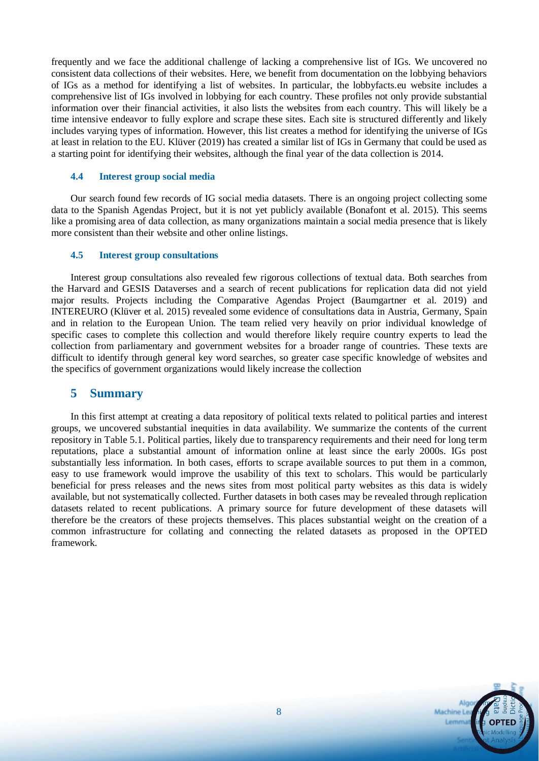frequently and we face the additional challenge of lacking a comprehensive list of IGs. We uncovered no consistent data collections of their websites. Here, we benefit from documentation on the lobbying behaviors of IGs as a method for identifying a list of websites. In particular, the lobbyfacts.eu website includes a comprehensive list of IGs involved in lobbying for each country. These profiles not only provide substantial information over their financial activities, it also lists the websites from each country. This will likely be a time intensive endeavor to fully explore and scrape these sites. Each site is structured differently and likely includes varying types of information. However, this list creates a method for identifying the universe of IGs at least in relation to the EU. Klüver (2019) has created a similar list of IGs in Germany that could be used as a starting point for identifying their websites, although the final year of the data collection is 2014.

### 4.4 Interest group social media

Our search found few records of IG social media datasets. There is an ongoing project collecting some data to the Spanish Agendas Project, but it is not yet publicly available (Bonafont et al. 2015). This seems like a promising area of data collection, as many organizations maintain a social media presence that is likely more consistent than their website and other online listings.

### 4.5 Interest group consultations

Interest group consultations also revealed few rigorous collections of textual data. Both searches from the Harvard and GESIS Dataverses and a search of recent publications for replication data did not yield major results. Projects including the Comparative Agendas Project (Baumgartner et al. 2019) and INTEREURO (Klüver et al. 2015) revealed some evidence of consultations data in Austria, Germany, Spain and in relation to the European Union. The team relied very heavily on prior individual knowledge of specific cases to complete this collection and would therefore likely require country experts to lead the collection from parliamentary and government websites for a broader range of countries. These texts are difficult to identify through general key word searches, so greater case specific knowledge of websites and the specifics of government organizations would likely increase the collection

## 5 Summary

In this first attempt at creating a data repository of political texts related to political parties and interest groups, we uncovered substantial inequities in data availability. We summarize the contents of the current repository in Table 5.1. Political parties, likely due to transparency requirements and their need for long term reputations, place a substantial amount of information online at least since the early 2000s. IGs post substantially less information. In both cases, efforts to scrape available sources to put them in a common, easy to use framework would improve the usability of this text to scholars. This would be particularly beneficial for press releases and the news sites from most political party websites as this data is widely available, but not systematically collected. Further datasets in both cases may be revealed through replication datasets related to recent publications. A primary source for future development of these datasets will therefore be the creators of these projects themselves. This places substantial weight on the creation of a common infrastructure for collating and connecting the related datasets as proposed in the OPTED framework.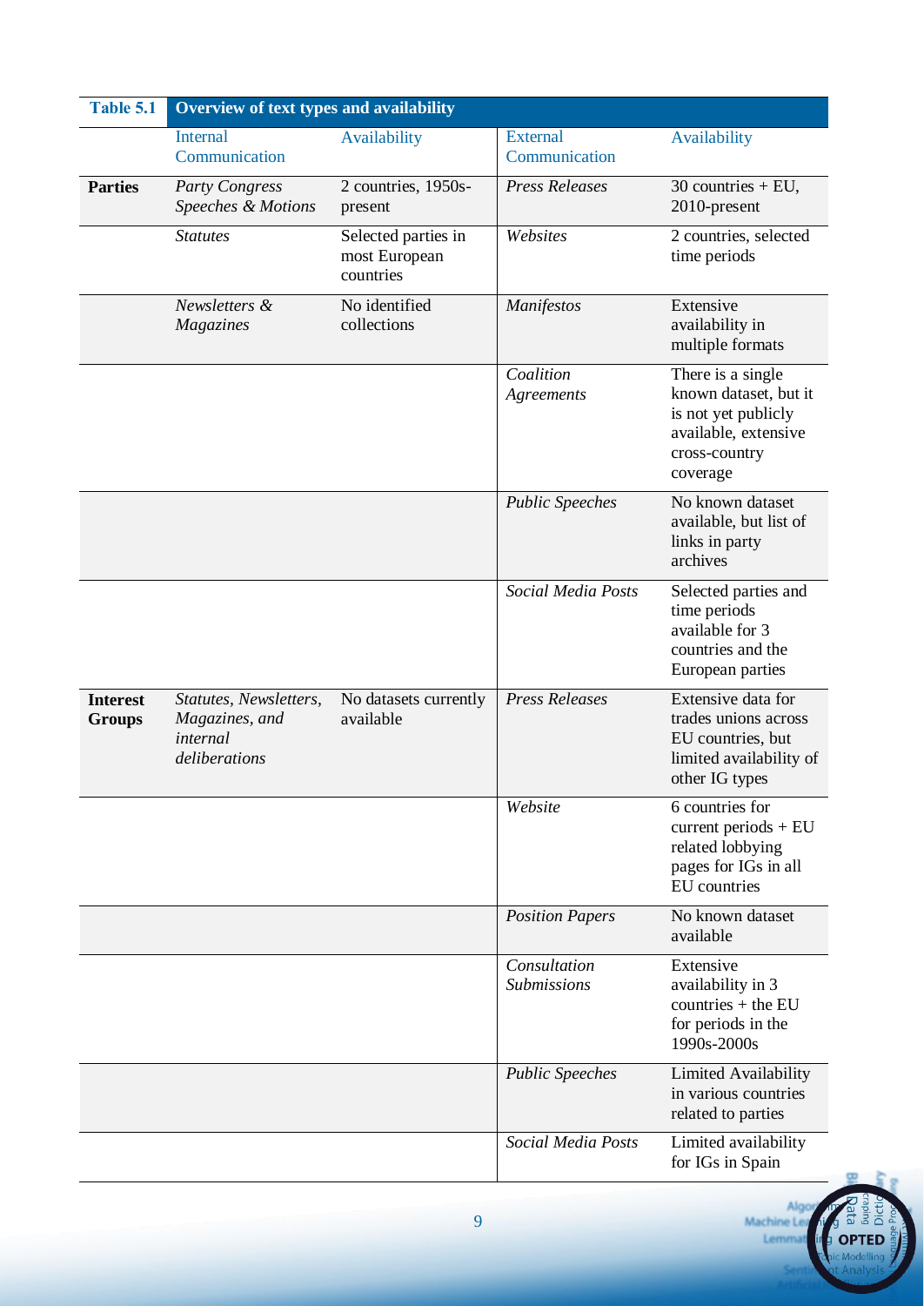| Table 5.1 | Overview of text types and availability | | | |
|---|---|---|---|---|
| | Internal Communication | Availability | External Communication | Availability |
| **Parties** | *Party Congress Speeches & Motions* | 2 countries, 1950s-present | *Press Releases* | 30 countries + EU, 2010-present |
| | *Statutes* | Selected parties in most European countries | *Websites* | 2 countries, selected time periods |
| | *Newsletters & Magazines* | No identified collections | *Manifestos* | Extensive availability in multiple formats |
| | | | *Coalition Agreements* | There is a single known dataset, but it is not yet publicly available, extensive cross-country coverage |
| | | | *Public Speeches* | No known dataset available, but list of links in party archives |
| | | | *Social Media Posts* | Selected parties and time periods available for 3 countries and the European parties |
| **Interest Groups** | *Statutes, Newsletters, Magazines, and internal deliberations* | No datasets currently available | *Press Releases* | Extensive data for trades unions across EU countries, but limited availability of other IG types |
| | | | *Website* | 6 countries for current periods + EU related lobbying pages for IGs in all EU countries |
| | | | *Position Papers* | No known dataset available |
| | | | *Consultation Submissions* | Extensive availability in 3 countries + the EU for periods in the 1990s-2000s |
| | | | *Public Speeches* | Limited Availability in various countries related to parties |
| | | | *Social Media Posts* | Limited availability for IGs in Spain |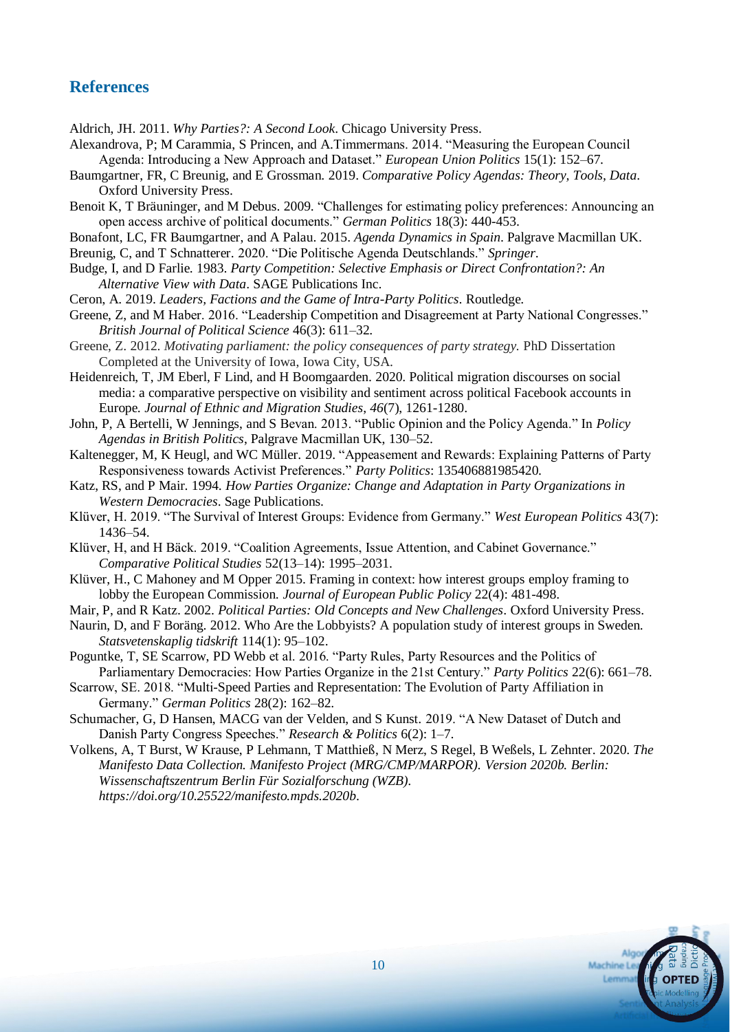## References

Aldrich, JH. 2011. *Why Parties?: A Second Look*. Chicago University Press.

Alexandrova, P; M Carammia, S Princen, and A.Timmermans. 2014. "Measuring the European Council Agenda: Introducing a New Approach and Dataset." *European Union Politics* 15(1): 152–67.

Baumgartner, FR, C Breunig, and E Grossman. 2019. *Comparative Policy Agendas: Theory, Tools, Data*. Oxford University Press.

Benoit K, T Bräuninger, and M Debus. 2009. "Challenges for estimating policy preferences: Announcing an open access archive of political documents." *German Politics* 18(3): 440-453.

Bonafont, LC, FR Baumgartner, and A Palau. 2015. *Agenda Dynamics in Spain*. Palgrave Macmillan UK.

Breunig, C, and T Schnatterer. 2020. "Die Politische Agenda Deutschlands." *Springer*.

Budge, I, and D Farlie. 1983. *Party Competition: Selective Emphasis or Direct Confrontation?: An Alternative View with Data*. SAGE Publications Inc.

Ceron, A. 2019. *Leaders, Factions and the Game of Intra-Party Politics*. Routledge.

Greene, Z, and M Haber. 2016. "Leadership Competition and Disagreement at Party National Congresses." *British Journal of Political Science* 46(3): 611–32.

Greene, Z. 2012. *Motivating parliament: the policy consequences of party strategy.* PhD Dissertation Completed at the University of Iowa, Iowa City, USA.

Heidenreich, T, JM Eberl, F Lind, and H Boomgaarden. 2020. Political migration discourses on social media: a comparative perspective on visibility and sentiment across political Facebook accounts in Europe. *Journal of Ethnic and Migration Studies*, *46*(7), 1261-1280.

John, P, A Bertelli, W Jennings, and S Bevan. 2013. "Public Opinion and the Policy Agenda." In *Policy Agendas in British Politics*, Palgrave Macmillan UK, 130–52.

Kaltenegger, M, K Heugl, and WC Müller. 2019. "Appeasement and Rewards: Explaining Patterns of Party Responsiveness towards Activist Preferences." *Party Politics*: 135406881985420.

Katz, RS, and P Mair. 1994. *How Parties Organize: Change and Adaptation in Party Organizations in Western Democracies*. Sage Publications.

Klüver, H. 2019. "The Survival of Interest Groups: Evidence from Germany." *West European Politics* 43(7): 1436–54.

Klüver, H, and H Bäck. 2019. "Coalition Agreements, Issue Attention, and Cabinet Governance." *Comparative Political Studies* 52(13–14): 1995–2031.

Klüver, H., C Mahoney and M Opper 2015. Framing in context: how interest groups employ framing to lobby the European Commission. *Journal of European Public Policy* 22(4): 481-498.

Mair, P, and R Katz. 2002. *Political Parties: Old Concepts and New Challenges*. Oxford University Press.

Naurin, D, and F Boräng. 2012. Who Are the Lobbyists? A population study of interest groups in Sweden. *Statsvetenskaplig tidskrift* 114(1): 95–102.

Poguntke, T, SE Scarrow, PD Webb et al. 2016. "Party Rules, Party Resources and the Politics of Parliamentary Democracies: How Parties Organize in the 21st Century." *Party Politics* 22(6): 661–78.

Scarrow, SE. 2018. "Multi-Speed Parties and Representation: The Evolution of Party Affiliation in Germany." *German Politics* 28(2): 162–82.

Schumacher, G, D Hansen, MACG van der Velden, and S Kunst. 2019. "A New Dataset of Dutch and Danish Party Congress Speeches." *Research & Politics* 6(2): 1–7.

Volkens, A, T Burst, W Krause, P Lehmann, T Matthieß, N Merz, S Regel, B Weßels, L Zehnter. 2020. *The Manifesto Data Collection. Manifesto Project (MRG/CMP/MARPOR). Version 2020b. Berlin: Wissenschaftszentrum Berlin Für Sozialforschung (WZB). https://doi.org/10.25522/manifesto.mpds.2020b*.